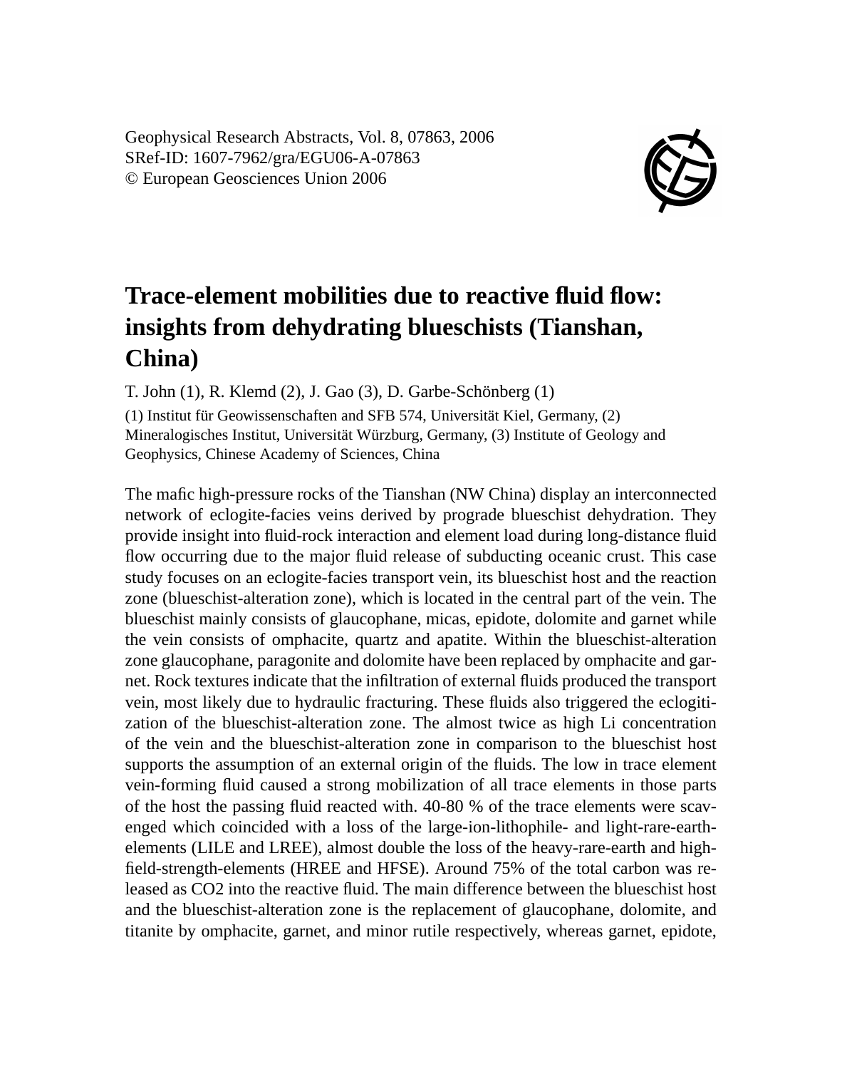Geophysical Research Abstracts, Vol. 8, 07863, 2006
SRef-ID: 1607-7962/gra/EGU06-A-07863
© European Geosciences Union 2006

# Trace-element mobilities due to reactive fluid flow: insights from dehydrating blueschists (Tianshan, China)

T. John (1), R. Klemd (2), J. Gao (3), D. Garbe-Schönberg (1)

(1) Institut für Geowissenschaften and SFB 574, Universität Kiel, Germany, (2) Mineralogisches Institut, Universität Würzburg, Germany, (3) Institute of Geology and Geophysics, Chinese Academy of Sciences, China

The mafic high-pressure rocks of the Tianshan (NW China) display an interconnected network of eclogite-facies veins derived by prograde blueschist dehydration. They provide insight into fluid-rock interaction and element load during long-distance fluid flow occurring due to the major fluid release of subducting oceanic crust. This case study focuses on an eclogite-facies transport vein, its blueschist host and the reaction zone (blueschist-alteration zone), which is located in the central part of the vein. The blueschist mainly consists of glaucophane, micas, epidote, dolomite and garnet while the vein consists of omphacite, quartz and apatite. Within the blueschist-alteration zone glaucophane, paragonite and dolomite have been replaced by omphacite and garnet. Rock textures indicate that the infiltration of external fluids produced the transport vein, most likely due to hydraulic fracturing. These fluids also triggered the eclogitization of the blueschist-alteration zone. The almost twice as high Li concentration of the vein and the blueschist-alteration zone in comparison to the blueschist host supports the assumption of an external origin of the fluids. The low in trace element vein-forming fluid caused a strong mobilization of all trace elements in those parts of the host the passing fluid reacted with. 40-80 % of the trace elements were scavenged which coincided with a loss of the large-ion-lithophile- and light-rare-earth-elements (LILE and LREE), almost double the loss of the heavy-rare-earth and high-field-strength-elements (HREE and HFSE). Around 75% of the total carbon was released as $CO_2$ into the reactive fluid. The main difference between the blueschist host and the blueschist-alteration zone is the replacement of glaucophane, dolomite, and titanite by omphacite, garnet, and minor rutile respectively, whereas garnet, epidote,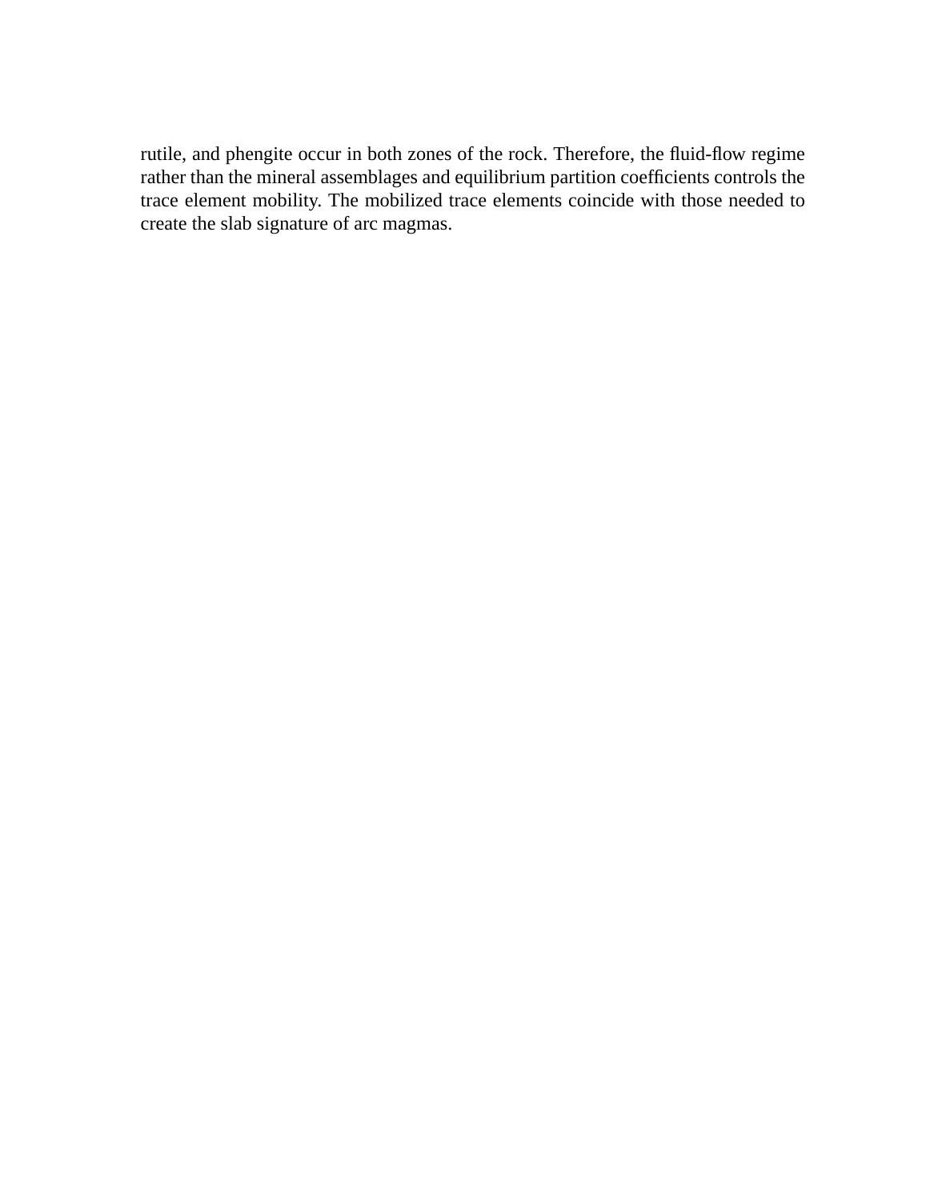rutile, and phengite occur in both zones of the rock. Therefore, the fluid-flow regime rather than the mineral assemblages and equilibrium partition coefficients controls the trace element mobility. The mobilized trace elements coincide with those needed to create the slab signature of arc magmas.